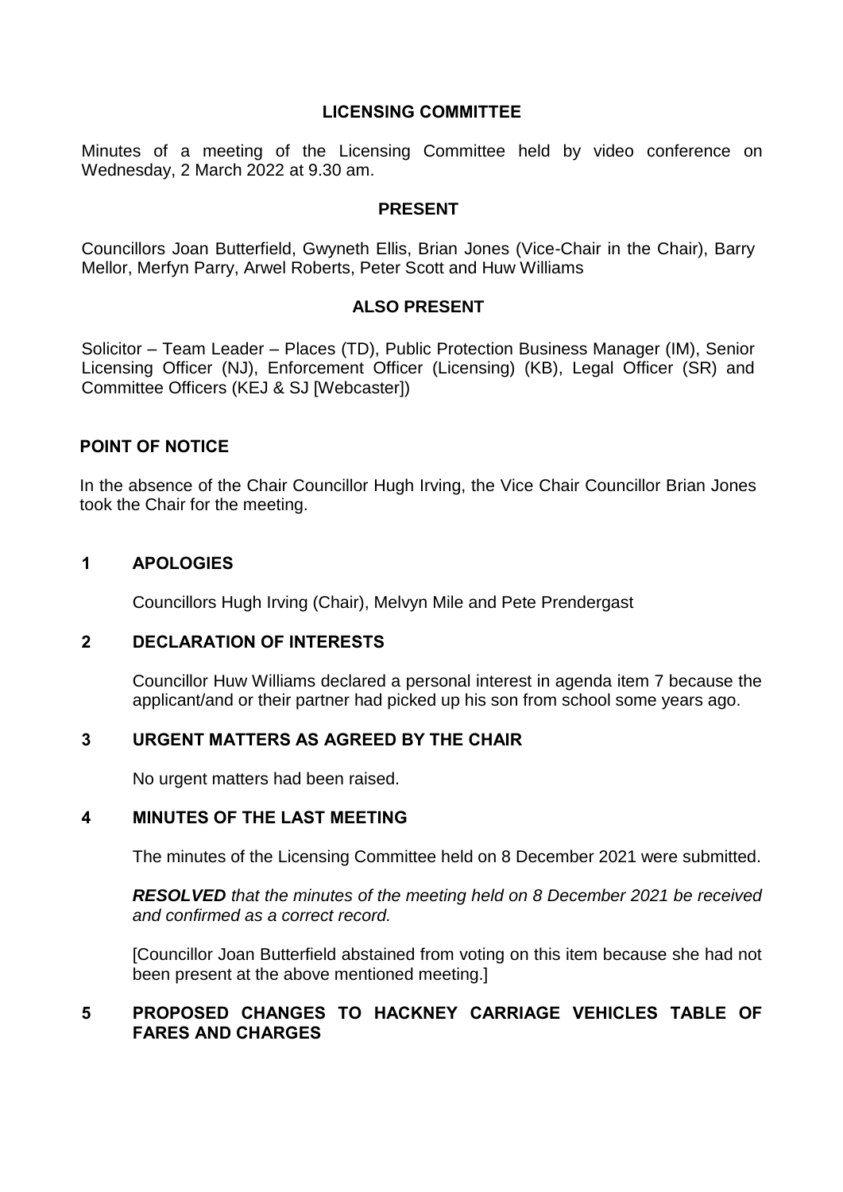# LICENSING COMMITTEE

Minutes of a meeting of the Licensing Committee held by video conference on Wednesday, 2 March 2022 at 9.30 am.

## PRESENT

Councillors Joan Butterfield, Gwyneth Ellis, Brian Jones (Vice-Chair in the Chair), Barry Mellor, Merfyn Parry, Arwel Roberts, Peter Scott and Huw Williams

## ALSO PRESENT

Solicitor – Team Leader – Places (TD), Public Protection Business Manager (IM), Senior Licensing Officer (NJ), Enforcement Officer (Licensing) (KB), Legal Officer (SR) and Committee Officers (KEJ & SJ [Webcaster])

## POINT OF NOTICE

In the absence of the Chair Councillor Hugh Irving, the Vice Chair Councillor Brian Jones took the Chair for the meeting.

## 1 APOLOGIES

Councillors Hugh Irving (Chair), Melvyn Mile and Pete Prendergast

## 2 DECLARATION OF INTERESTS

Councillor Huw Williams declared a personal interest in agenda item 7 because the applicant/and or their partner had picked up his son from school some years ago.

## 3 URGENT MATTERS AS AGREED BY THE CHAIR

No urgent matters had been raised.

## 4 MINUTES OF THE LAST MEETING

The minutes of the Licensing Committee held on 8 December 2021 were submitted.

***RESOLVED*** *that the minutes of the meeting held on 8 December 2021 be received and confirmed as a correct record.*

[Councillor Joan Butterfield abstained from voting on this item because she had not been present at the above mentioned meeting.]

## 5 PROPOSED CHANGES TO HACKNEY CARRIAGE VEHICLES TABLE OF FARES AND CHARGES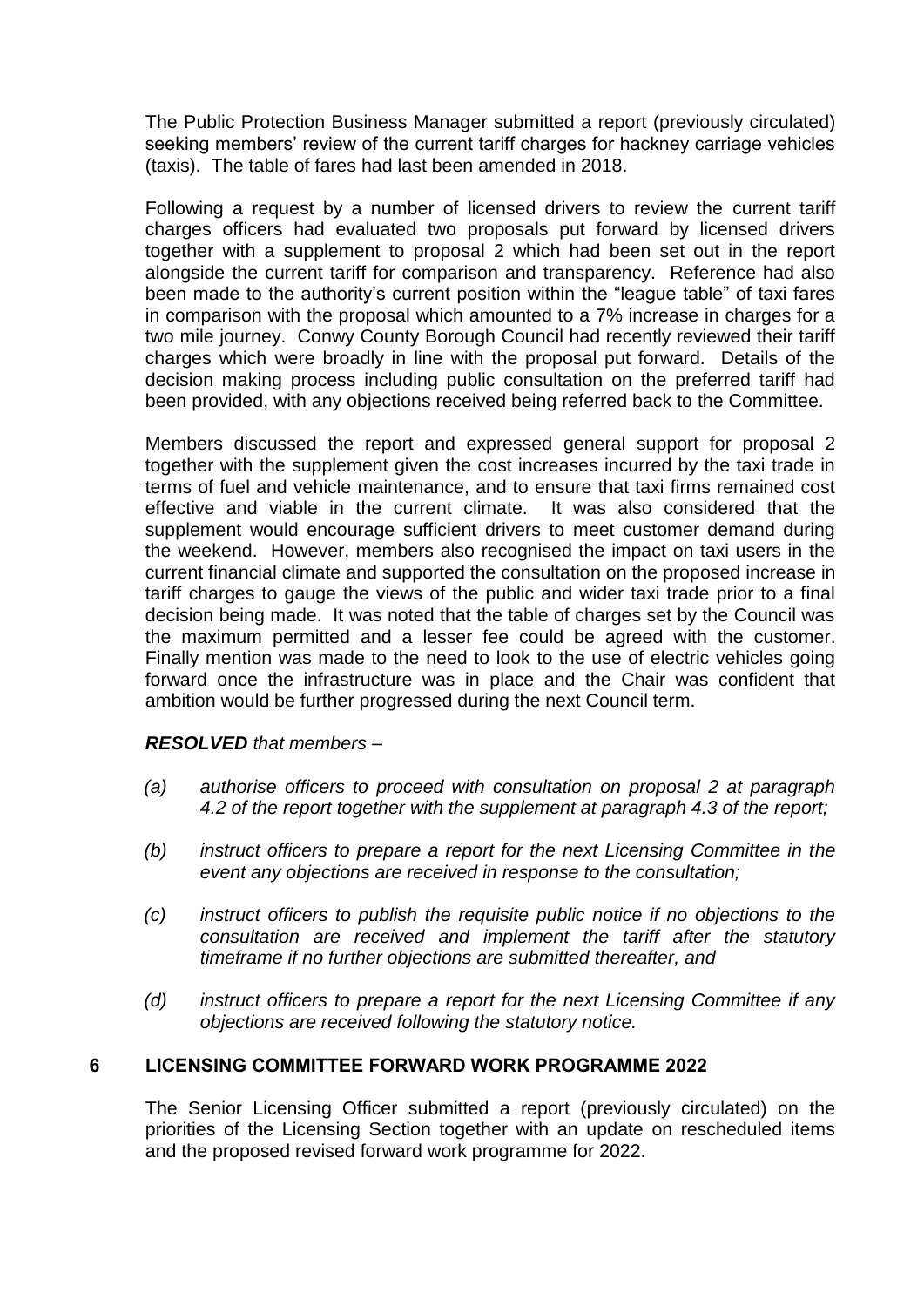The Public Protection Business Manager submitted a report (previously circulated) seeking members' review of the current tariff charges for hackney carriage vehicles (taxis). The table of fares had last been amended in 2018.

Following a request by a number of licensed drivers to review the current tariff charges officers had evaluated two proposals put forward by licensed drivers together with a supplement to proposal 2 which had been set out in the report alongside the current tariff for comparison and transparency. Reference had also been made to the authority's current position within the "league table" of taxi fares in comparison with the proposal which amounted to a 7% increase in charges for a two mile journey. Conwy County Borough Council had recently reviewed their tariff charges which were broadly in line with the proposal put forward. Details of the decision making process including public consultation on the preferred tariff had been provided, with any objections received being referred back to the Committee.

Members discussed the report and expressed general support for proposal 2 together with the supplement given the cost increases incurred by the taxi trade in terms of fuel and vehicle maintenance, and to ensure that taxi firms remained cost effective and viable in the current climate. It was also considered that the supplement would encourage sufficient drivers to meet customer demand during the weekend. However, members also recognised the impact on taxi users in the current financial climate and supported the consultation on the proposed increase in tariff charges to gauge the views of the public and wider taxi trade prior to a final decision being made. It was noted that the table of charges set by the Council was the maximum permitted and a lesser fee could be agreed with the customer. Finally mention was made to the need to look to the use of electric vehicles going forward once the infrastructure was in place and the Chair was confident that ambition would be further progressed during the next Council term.

***RESOLVED*** *that members –*

*(a) authorise officers to proceed with consultation on proposal 2 at paragraph 4.2 of the report together with the supplement at paragraph 4.3 of the report;*

*(b) instruct officers to prepare a report for the next Licensing Committee in the event any objections are received in response to the consultation;*

*(c) instruct officers to publish the requisite public notice if no objections to the consultation are received and implement the tariff after the statutory timeframe if no further objections are submitted thereafter, and*

*(d) instruct officers to prepare a report for the next Licensing Committee if any objections are received following the statutory notice.*

## 6 LICENSING COMMITTEE FORWARD WORK PROGRAMME 2022

The Senior Licensing Officer submitted a report (previously circulated) on the priorities of the Licensing Section together with an update on rescheduled items and the proposed revised forward work programme for 2022.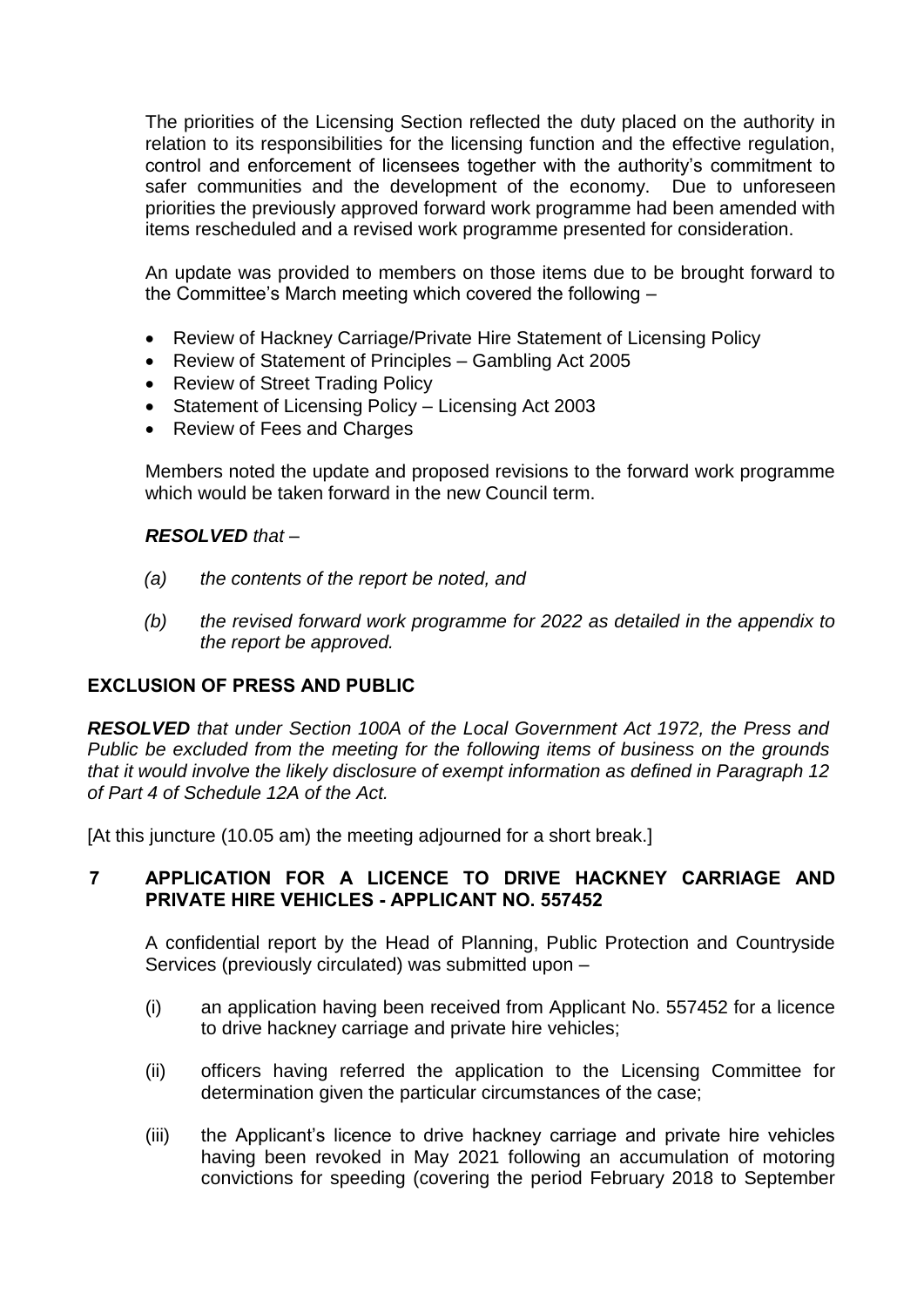The priorities of the Licensing Section reflected the duty placed on the authority in relation to its responsibilities for the licensing function and the effective regulation, control and enforcement of licensees together with the authority's commitment to safer communities and the development of the economy. Due to unforeseen priorities the previously approved forward work programme had been amended with items rescheduled and a revised work programme presented for consideration.

An update was provided to members on those items due to be brought forward to the Committee's March meeting which covered the following –

- Review of Hackney Carriage/Private Hire Statement of Licensing Policy
- Review of Statement of Principles – Gambling Act 2005
- Review of Street Trading Policy
- Statement of Licensing Policy – Licensing Act 2003
- Review of Fees and Charges

Members noted the update and proposed revisions to the forward work programme which would be taken forward in the new Council term.

***RESOLVED*** *that –*

*(a) the contents of the report be noted, and*

*(b) the revised forward work programme for 2022 as detailed in the appendix to the report be approved.*

## EXCLUSION OF PRESS AND PUBLIC

***RESOLVED*** *that under Section 100A of the Local Government Act 1972, the Press and Public be excluded from the meeting for the following items of business on the grounds that it would involve the likely disclosure of exempt information as defined in Paragraph 12 of Part 4 of Schedule 12A of the Act.*

[At this juncture (10.05 am) the meeting adjourned for a short break.]

## 7 APPLICATION FOR A LICENCE TO DRIVE HACKNEY CARRIAGE AND PRIVATE HIRE VEHICLES - APPLICANT NO. 557452

A confidential report by the Head of Planning, Public Protection and Countryside Services (previously circulated) was submitted upon –

(i) an application having been received from Applicant No. 557452 for a licence to drive hackney carriage and private hire vehicles;

(ii) officers having referred the application to the Licensing Committee for determination given the particular circumstances of the case;

(iii) the Applicant's licence to drive hackney carriage and private hire vehicles having been revoked in May 2021 following an accumulation of motoring convictions for speeding (covering the period February 2018 to September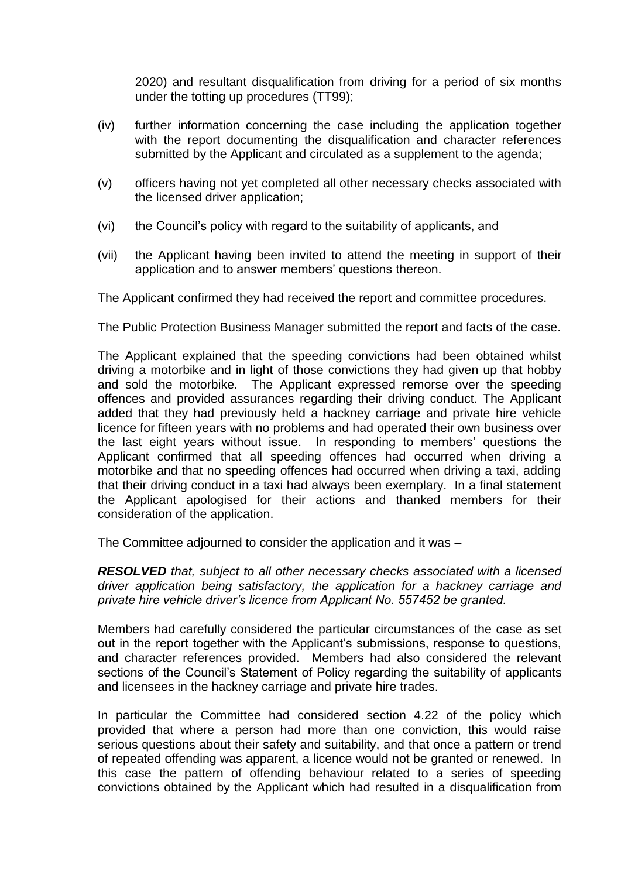2020) and resultant disqualification from driving for a period of six months under the totting up procedures (TT99);

(iv) further information concerning the case including the application together with the report documenting the disqualification and character references submitted by the Applicant and circulated as a supplement to the agenda;

(v) officers having not yet completed all other necessary checks associated with the licensed driver application;

(vi) the Council's policy with regard to the suitability of applicants, and

(vii) the Applicant having been invited to attend the meeting in support of their application and to answer members' questions thereon.

The Applicant confirmed they had received the report and committee procedures.

The Public Protection Business Manager submitted the report and facts of the case.

The Applicant explained that the speeding convictions had been obtained whilst driving a motorbike and in light of those convictions they had given up that hobby and sold the motorbike. The Applicant expressed remorse over the speeding offences and provided assurances regarding their driving conduct. The Applicant added that they had previously held a hackney carriage and private hire vehicle licence for fifteen years with no problems and had operated their own business over the last eight years without issue. In responding to members' questions the Applicant confirmed that all speeding offences had occurred when driving a motorbike and that no speeding offences had occurred when driving a taxi, adding that their driving conduct in a taxi had always been exemplary. In a final statement the Applicant apologised for their actions and thanked members for their consideration of the application.

The Committee adjourned to consider the application and it was –

***RESOLVED*** *that, subject to all other necessary checks associated with a licensed driver application being satisfactory, the application for a hackney carriage and private hire vehicle driver's licence from Applicant No. 557452 be granted.*

Members had carefully considered the particular circumstances of the case as set out in the report together with the Applicant's submissions, response to questions, and character references provided. Members had also considered the relevant sections of the Council's Statement of Policy regarding the suitability of applicants and licensees in the hackney carriage and private hire trades.

In particular the Committee had considered section 4.22 of the policy which provided that where a person had more than one conviction, this would raise serious questions about their safety and suitability, and that once a pattern or trend of repeated offending was apparent, a licence would not be granted or renewed. In this case the pattern of offending behaviour related to a series of speeding convictions obtained by the Applicant which had resulted in a disqualification from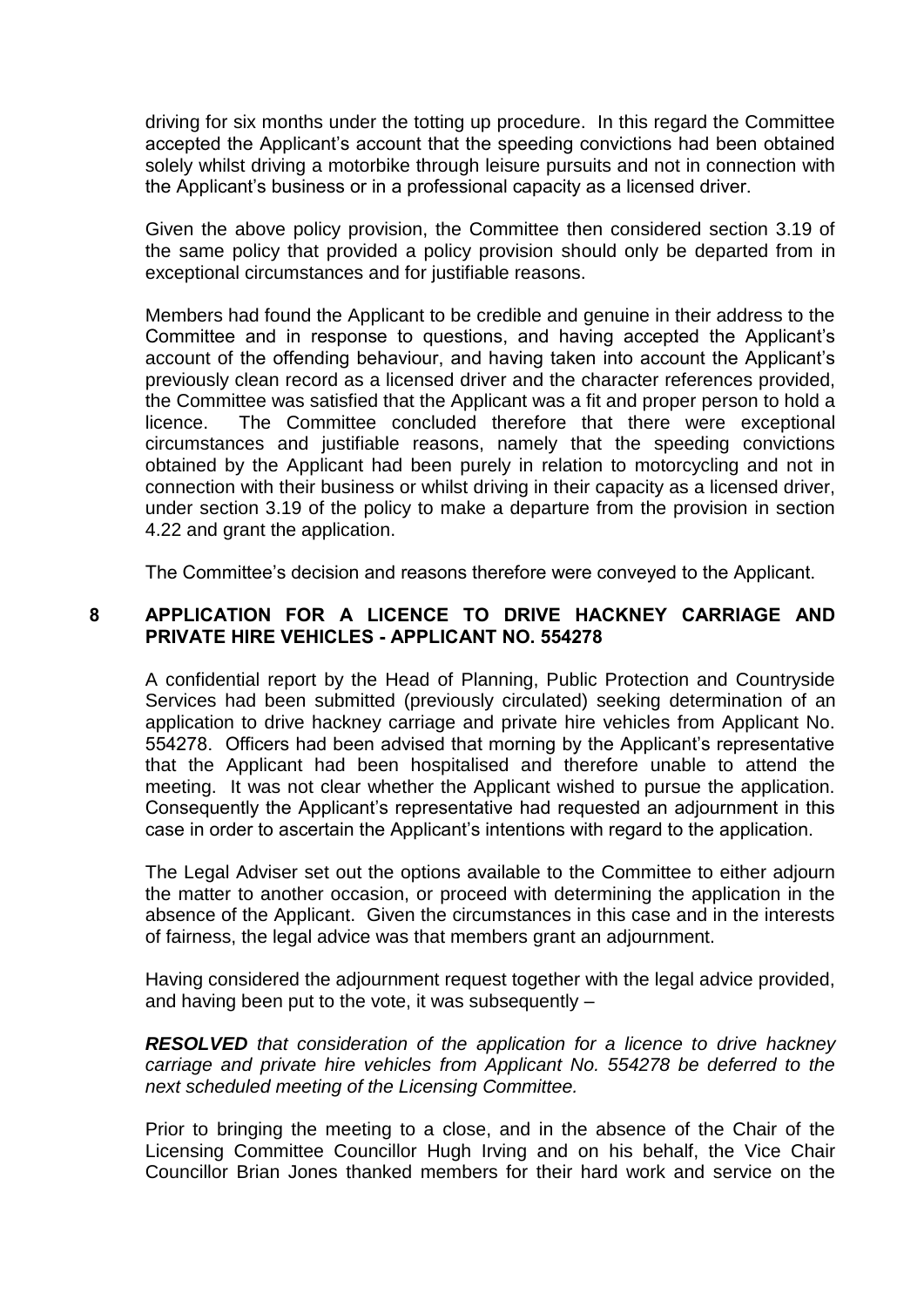driving for six months under the totting up procedure. In this regard the Committee accepted the Applicant's account that the speeding convictions had been obtained solely whilst driving a motorbike through leisure pursuits and not in connection with the Applicant's business or in a professional capacity as a licensed driver.

Given the above policy provision, the Committee then considered section 3.19 of the same policy that provided a policy provision should only be departed from in exceptional circumstances and for justifiable reasons.

Members had found the Applicant to be credible and genuine in their address to the Committee and in response to questions, and having accepted the Applicant's account of the offending behaviour, and having taken into account the Applicant's previously clean record as a licensed driver and the character references provided, the Committee was satisfied that the Applicant was a fit and proper person to hold a licence. The Committee concluded therefore that there were exceptional circumstances and justifiable reasons, namely that the speeding convictions obtained by the Applicant had been purely in relation to motorcycling and not in connection with their business or whilst driving in their capacity as a licensed driver, under section 3.19 of the policy to make a departure from the provision in section 4.22 and grant the application.

The Committee's decision and reasons therefore were conveyed to the Applicant.

## 8 APPLICATION FOR A LICENCE TO DRIVE HACKNEY CARRIAGE AND PRIVATE HIRE VEHICLES - APPLICANT NO. 554278

A confidential report by the Head of Planning, Public Protection and Countryside Services had been submitted (previously circulated) seeking determination of an application to drive hackney carriage and private hire vehicles from Applicant No. 554278. Officers had been advised that morning by the Applicant's representative that the Applicant had been hospitalised and therefore unable to attend the meeting. It was not clear whether the Applicant wished to pursue the application. Consequently the Applicant's representative had requested an adjournment in this case in order to ascertain the Applicant's intentions with regard to the application.

The Legal Adviser set out the options available to the Committee to either adjourn the matter to another occasion, or proceed with determining the application in the absence of the Applicant. Given the circumstances in this case and in the interests of fairness, the legal advice was that members grant an adjournment.

Having considered the adjournment request together with the legal advice provided, and having been put to the vote, it was subsequently –

***RESOLVED*** *that consideration of the application for a licence to drive hackney carriage and private hire vehicles from Applicant No. 554278 be deferred to the next scheduled meeting of the Licensing Committee.*

Prior to bringing the meeting to a close, and in the absence of the Chair of the Licensing Committee Councillor Hugh Irving and on his behalf, the Vice Chair Councillor Brian Jones thanked members for their hard work and service on the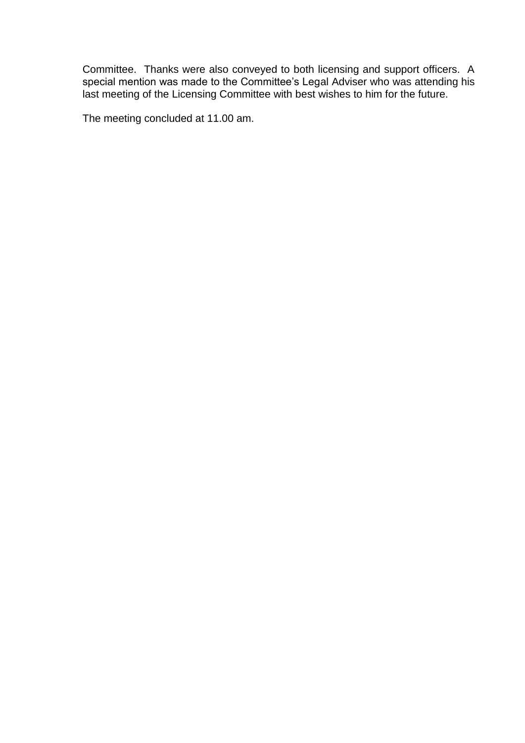Committee. Thanks were also conveyed to both licensing and support officers. A special mention was made to the Committee's Legal Adviser who was attending his last meeting of the Licensing Committee with best wishes to him for the future.

The meeting concluded at 11.00 am.